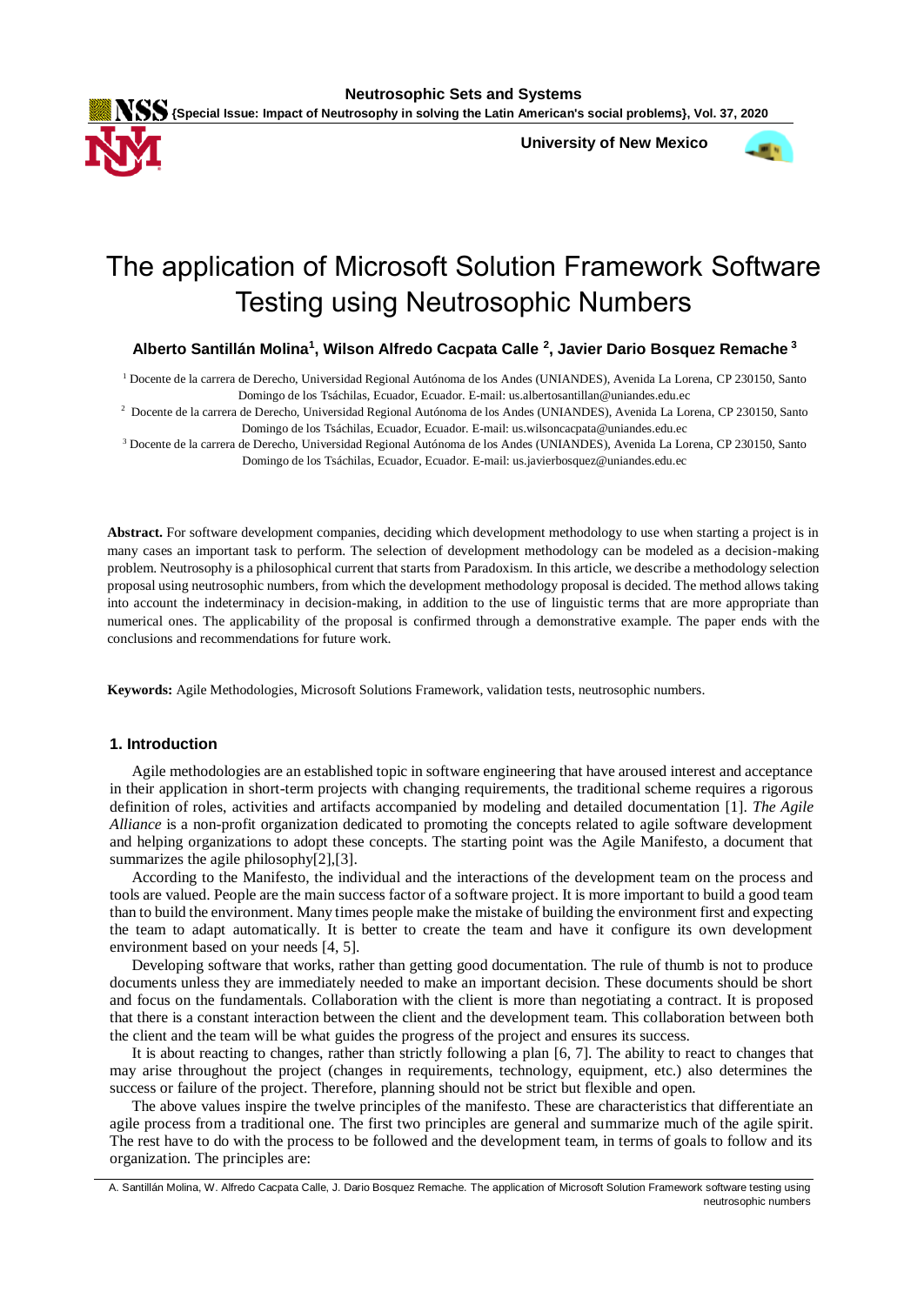# The application of Microsoft Solution Framework Software Testing using Neutrosophic Numbers

**Alberto Santillán Molina[1], Wilson Alfredo Cacpata Calle [2], Javier Dario Bosquez Remache [3]**

[1] Docente de la carrera de Derecho, Universidad Regional Autónoma de los Andes (UNIANDES), Avenida La Lorena, CP 230150, Santo Domingo de los Tsáchilas, Ecuador, Ecuador. E-mail: us.albertosantillan@uniandes.edu.ec

[2] Docente de la carrera de Derecho, Universidad Regional Autónoma de los Andes (UNIANDES), Avenida La Lorena, CP 230150, Santo Domingo de los Tsáchilas, Ecuador, Ecuador. E-mail: us.wilsoncacpata@uniandes.edu.ec

[3] Docente de la carrera de Derecho, Universidad Regional Autónoma de los Andes (UNIANDES), Avenida La Lorena, CP 230150, Santo Domingo de los Tsáchilas, Ecuador, Ecuador. E-mail: us.javierbosquez@uniandes.edu.ec

**Abstract.** For software development companies, deciding which development methodology to use when starting a project is in many cases an important task to perform. The selection of development methodology can be modeled as a decision-making problem. Neutrosophy is a philosophical current that starts from Paradoxism. In this article, we describe a methodology selection proposal using neutrosophic numbers, from which the development methodology proposal is decided. The method allows taking into account the indeterminacy in decision-making, in addition to the use of linguistic terms that are more appropriate than numerical ones. The applicability of the proposal is confirmed through a demonstrative example. The paper ends with the conclusions and recommendations for future work.

**Keywords:** Agile Methodologies, Microsoft Solutions Framework, validation tests, neutrosophic numbers.

## 1. Introduction

Agile methodologies are an established topic in software engineering that have aroused interest and acceptance in their application in short-term projects with changing requirements, the traditional scheme requires a rigorous definition of roles, activities and artifacts accompanied by modeling and detailed documentation [1]. *The Agile Alliance* is a non-profit organization dedicated to promoting the concepts related to agile software development and helping organizations to adopt these concepts. The starting point was the Agile Manifesto, a document that summarizes the agile philosophy[2],[3].

According to the Manifesto, the individual and the interactions of the development team on the process and tools are valued. People are the main success factor of a software project. It is more important to build a good team than to build the environment. Many times people make the mistake of building the environment first and expecting the team to adapt automatically. It is better to create the team and have it configure its own development environment based on your needs [4, 5].

Developing software that works, rather than getting good documentation. The rule of thumb is not to produce documents unless they are immediately needed to make an important decision. These documents should be short and focus on the fundamentals. Collaboration with the client is more than negotiating a contract. It is proposed that there is a constant interaction between the client and the development team. This collaboration between both the client and the team will be what guides the progress of the project and ensures its success.

It is about reacting to changes, rather than strictly following a plan [6, 7]. The ability to react to changes that may arise throughout the project (changes in requirements, technology, equipment, etc.) also determines the success or failure of the project. Therefore, planning should not be strict but flexible and open.

The above values inspire the twelve principles of the manifesto. These are characteristics that differentiate an agile process from a traditional one. The first two principles are general and summarize much of the agile spirit. The rest have to do with the process to be followed and the development team, in terms of goals to follow and its organization. The principles are: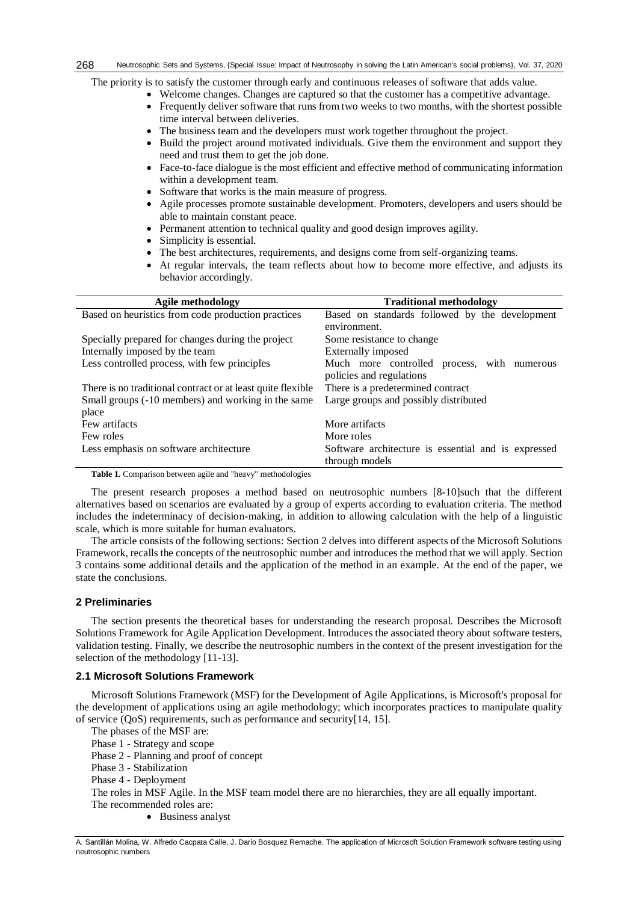The priority is to satisfy the customer through early and continuous releases of software that adds value.

- Welcome changes. Changes are captured so that the customer has a competitive advantage.
- Frequently deliver software that runs from two weeks to two months, with the shortest possible time interval between deliveries.
- The business team and the developers must work together throughout the project.
- Build the project around motivated individuals. Give them the environment and support they need and trust them to get the job done.
- Face-to-face dialogue is the most efficient and effective method of communicating information within a development team.
- Software that works is the main measure of progress.
- Agile processes promote sustainable development. Promoters, developers and users should be able to maintain constant peace.
- Permanent attention to technical quality and good design improves agility.
- Simplicity is essential.
- The best architectures, requirements, and designs come from self-organizing teams.
- At regular intervals, the team reflects about how to become more effective, and adjusts its behavior accordingly.

| Agile methodology | Traditional methodology |
|---|---|
| Based on heuristics from code production practices | Based on standards followed by the development environment. |
| Specially prepared for changes during the project | Some resistance to change |
| Internally imposed by the team | Externally imposed |
| Less controlled process, with few principles | Much more controlled process, with numerous policies and regulations |
| There is no traditional contract or at least quite flexible | There is a predetermined contract |
| Small groups (-10 members) and working in the same place | Large groups and possibly distributed |
| Few artifacts | More artifacts |
| Few roles | More roles |
| Less emphasis on software architecture | Software architecture is essential and is expressed through models |

**Table 1.** Comparison between agile and "heavy" methodologies

The present research proposes a method based on neutrosophic numbers [8-10]such that the different alternatives based on scenarios are evaluated by a group of experts according to evaluation criteria. The method includes the indeterminacy of decision-making, in addition to allowing calculation with the help of a linguistic scale, which is more suitable for human evaluators.

The article consists of the following sections: Section 2 delves into different aspects of the Microsoft Solutions Framework, recalls the concepts of the neutrosophic number and introduces the method that we will apply. Section 3 contains some additional details and the application of the method in an example. At the end of the paper, we state the conclusions.

## 2 Preliminaries

The section presents the theoretical bases for understanding the research proposal. Describes the Microsoft Solutions Framework for Agile Application Development. Introduces the associated theory about software testers, validation testing. Finally, we describe the neutrosophic numbers in the context of the present investigation for the selection of the methodology [11-13].

### 2.1 Microsoft Solutions Framework

Microsoft Solutions Framework (MSF) for the Development of Agile Applications, is Microsoft's proposal for the development of applications using an agile methodology; which incorporates practices to manipulate quality of service (QoS) requirements, such as performance and security[14, 15].

The phases of the MSF are:

Phase 1 - Strategy and scope

Phase 2 - Planning and proof of concept

Phase 3 - Stabilization

Phase 4 - Deployment

The roles in MSF Agile. In the MSF team model there are no hierarchies, they are all equally important.

The recommended roles are:

- Business analyst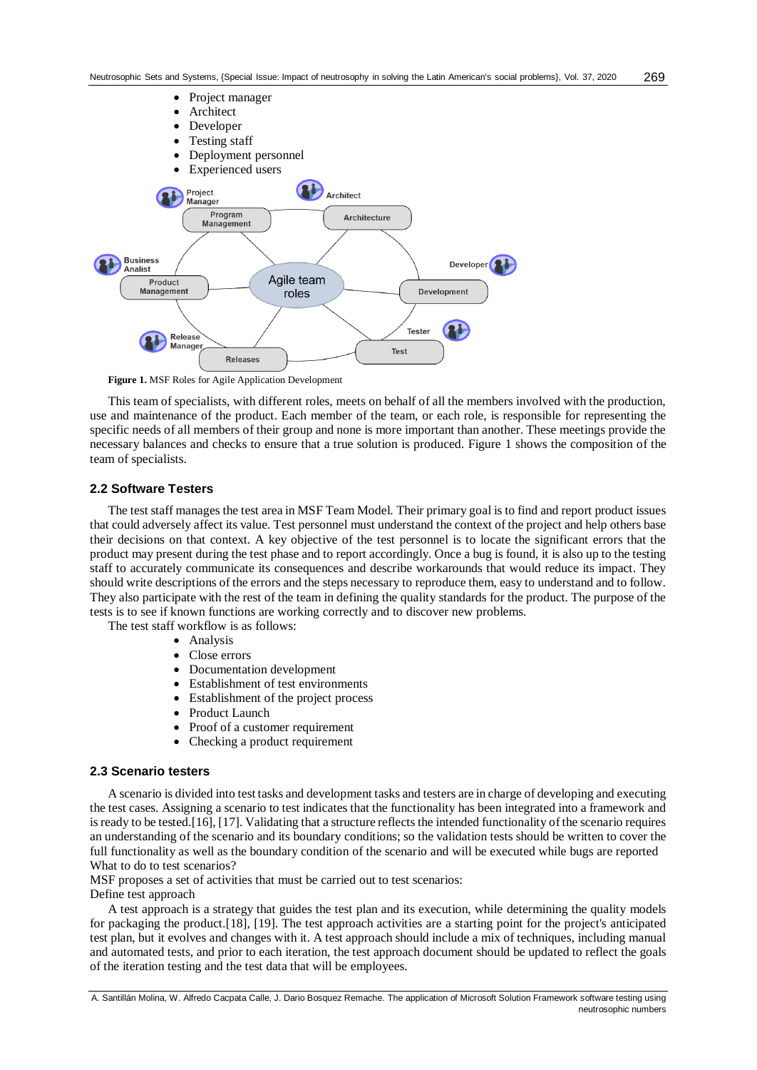- Project manager
- Architect
- Developer
- Testing staff
- Deployment personnel
- Experienced users

**Figure 1.** MSF Roles for Agile Application Development

This team of specialists, with different roles, meets on behalf of all the members involved with the production, use and maintenance of the product. Each member of the team, or each role, is responsible for representing the specific needs of all members of their group and none is more important than another. These meetings provide the necessary balances and checks to ensure that a true solution is produced. Figure 1 shows the composition of the team of specialists.

### 2.2 Software Testers

The test staff manages the test area in MSF Team Model. Their primary goal is to find and report product issues that could adversely affect its value. Test personnel must understand the context of the project and help others base their decisions on that context. A key objective of the test personnel is to locate the significant errors that the product may present during the test phase and to report accordingly. Once a bug is found, it is also up to the testing staff to accurately communicate its consequences and describe workarounds that would reduce its impact. They should write descriptions of the errors and the steps necessary to reproduce them, easy to understand and to follow. They also participate with the rest of the team in defining the quality standards for the product. The purpose of the tests is to see if known functions are working correctly and to discover new problems.

The test staff workflow is as follows:

- Analysis
- Close errors
- Documentation development
- Establishment of test environments
- Establishment of the project process
- Product Launch
- Proof of a customer requirement
- Checking a product requirement

### 2.3 Scenario testers

A scenario is divided into test tasks and development tasks and testers are in charge of developing and executing the test cases. Assigning a scenario to test indicates that the functionality has been integrated into a framework and is ready to be tested.[16], [17]. Validating that a structure reflects the intended functionality of the scenario requires an understanding of the scenario and its boundary conditions; so the validation tests should be written to cover the full functionality as well as the boundary condition of the scenario and will be executed while bugs are reported

What to do to test scenarios?

MSF proposes a set of activities that must be carried out to test scenarios:

Define test approach

A test approach is a strategy that guides the test plan and its execution, while determining the quality models for packaging the product.[18], [19]. The test approach activities are a starting point for the project's anticipated test plan, but it evolves and changes with it. A test approach should include a mix of techniques, including manual and automated tests, and prior to each iteration, the test approach document should be updated to reflect the goals of the iteration testing and the test data that will be employees.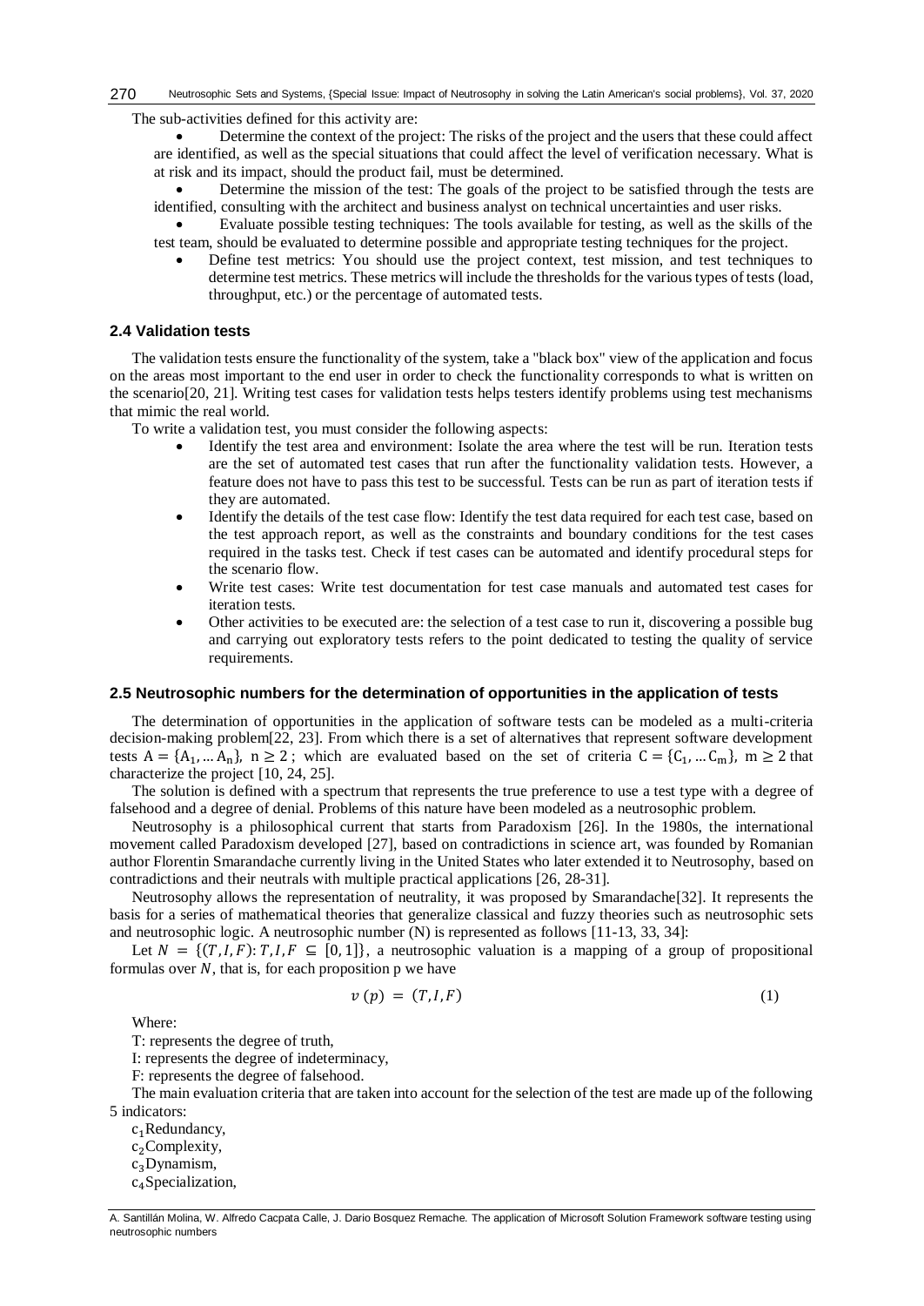The sub-activities defined for this activity are:

- Determine the context of the project: The risks of the project and the users that these could affect are identified, as well as the special situations that could affect the level of verification necessary. What is at risk and its impact, should the product fail, must be determined.
- Determine the mission of the test: The goals of the project to be satisfied through the tests are identified, consulting with the architect and business analyst on technical uncertainties and user risks.
- Evaluate possible testing techniques: The tools available for testing, as well as the skills of the test team, should be evaluated to determine possible and appropriate testing techniques for the project.
- Define test metrics: You should use the project context, test mission, and test techniques to determine test metrics. These metrics will include the thresholds for the various types of tests (load, throughput, etc.) or the percentage of automated tests.

## 2.4 Validation tests

The validation tests ensure the functionality of the system, take a "black box" view of the application and focus on the areas most important to the end user in order to check the functionality corresponds to what is written on the scenario[20, 21]. Writing test cases for validation tests helps testers identify problems using test mechanisms that mimic the real world.

To write a validation test, you must consider the following aspects:

- Identify the test area and environment: Isolate the area where the test will be run. Iteration tests are the set of automated test cases that run after the functionality validation tests. However, a feature does not have to pass this test to be successful. Tests can be run as part of iteration tests if they are automated.
- Identify the details of the test case flow: Identify the test data required for each test case, based on the test approach report, as well as the constraints and boundary conditions for the test cases required in the tasks test. Check if test cases can be automated and identify procedural steps for the scenario flow.
- Write test cases: Write test documentation for test case manuals and automated test cases for iteration tests.
- Other activities to be executed are: the selection of a test case to run it, discovering a possible bug and carrying out exploratory tests refers to the point dedicated to testing the quality of service requirements.

## 2.5 Neutrosophic numbers for the determination of opportunities in the application of tests

The determination of opportunities in the application of software tests can be modeled as a multi-criteria decision-making problem[22, 23]. From which there is a set of alternatives that represent software development tests $A = \{A_1, \ldots A_n\}$, $n \geq 2$ ; which are evaluated based on the set of criteria $C = \{C_1, \ldots C_m\}$, $m \geq 2$ that characterize the project [10, 24, 25].

The solution is defined with a spectrum that represents the true preference to use a test type with a degree of falsehood and a degree of denial. Problems of this nature have been modeled as a neutrosophic problem.

Neutrosophy is a philosophical current that starts from Paradoxism [26]. In the 1980s, the international movement called Paradoxism developed [27], based on contradictions in science art, was founded by Romanian author Florentin Smarandache currently living in the United States who later extended it to Neutrosophy, based on contradictions and their neutrals with multiple practical applications [26, 28-31].

Neutrosophy allows the representation of neutrality, it was proposed by Smarandache[32]. It represents the basis for a series of mathematical theories that generalize classical and fuzzy theories such as neutrosophic sets and neutrosophic logic. A neutrosophic number (N) is represented as follows [11-13, 33, 34]:

Let $N = \{(T, I, F) : T, I, F \subseteq [0, 1]\}$, a neutrosophic valuation is a mapping of a group of propositional formulas over $N$, that is, for each proposition p we have

$$v(p) = (T, I, F) \tag{1}$$

Where:

T: represents the degree of truth,

I: represents the degree of indeterminacy,

F: represents the degree of falsehood.

The main evaluation criteria that are taken into account for the selection of the test are made up of the following 5 indicators:

$c_1$ Redundancy,

$c_2$ Complexity,

$c_3$ Dynamism,

$c_4$ Specialization,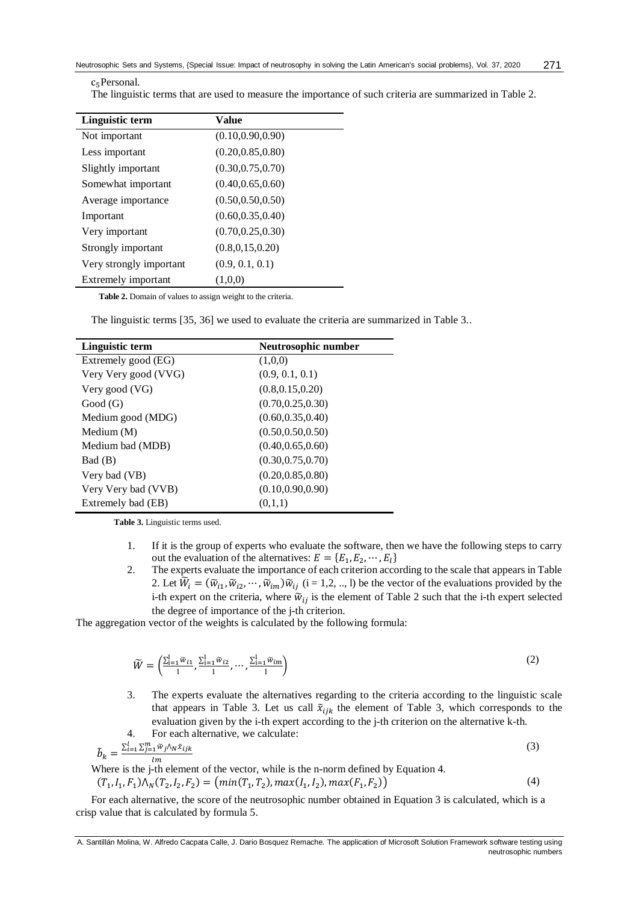$c_5$ Personal.

The linguistic terms that are used to measure the importance of such criteria are summarized in Table 2.

| Linguistic term | Value |
| --- | --- |
| Not important | (0.10,0.90,0.90) |
| Less important | (0.20,0.85,0.80) |
| Slightly important | (0.30,0.75,0.70) |
| Somewhat important | (0.40,0.65,0.60) |
| Average importance | (0.50,0.50,0.50) |
| Important | (0.60,0.35,0.40) |
| Very important | (0.70,0.25,0.30) |
| Strongly important | (0.8,0,15,0.20) |
| Very strongly important | (0.9, 0.1, 0.1) |
| Extremely important | (1,0,0) |

**Table 2.** Domain of values to assign weight to the criteria.

The linguistic terms [35, 36] we used to evaluate the criteria are summarized in Table 3..

| Linguistic term | Neutrosophic number |
| --- | --- |
| Extremely good (EG) | (1,0,0) |
| Very Very good (VVG) | (0.9, 0.1, 0.1) |
| Very good (VG) | (0.8,0.15,0.20) |
| Good (G) | (0.70,0.25,0.30) |
| Medium good (MDG) | (0.60,0.35,0.40) |
| Medium (M) | (0.50,0.50,0.50) |
| Medium bad (MDB) | (0.40,0.65,0.60) |
| Bad (B) | (0.30,0.75,0.70) |
| Very bad (VB) | (0.20,0.85,0.80) |
| Very Very bad (VVB) | (0.10,0.90,0.90) |
| Extremely bad (EB) | (0,1,1) |

**Table 3.** Linguistic terms used.

1. If it is the group of experts who evaluate the software, then we have the following steps to carry out the evaluation of the alternatives: $E = \{E_1, E_2, \cdots, E_l\}$
2. The experts evaluate the importance of each criterion according to the scale that appears in Table 2. Let $\widetilde{W}_i = (\widetilde{w}_{i1}, \widetilde{w}_{i2}, \cdots, \widetilde{w}_{im})\widetilde{w}_{ij}$ (i = 1,2, .., l) be the vector of the evaluations provided by the i-th expert on the criteria, where $\widetilde{w}_{ij}$ is the element of Table 2 such that the i-th expert selected the degree of importance of the j-th criterion.

The aggregation vector of the weights is calculated by the following formula:

$$\widetilde{W} = \left(\frac{\sum_{i=1}^{l}\widetilde{w}_{i1}}{l}, \frac{\sum_{i=1}^{l}\widetilde{w}_{i2}}{l}, \cdots, \frac{\sum_{i=1}^{l}\widetilde{w}_{lm}}{l}\right) \tag{2}$$

3. The experts evaluate the alternatives regarding to the criteria according to the linguistic scale that appears in Table 3. Let us call $\tilde{x}_{ijk}$ the element of Table 3, which corresponds to the evaluation given by the i-th expert according to the j-th criterion on the alternative k-th.
4. For each alternative, we calculate:

$$\tilde{b}_k = \frac{\sum_{i=1}^{l}\sum_{j=1}^{m}\widetilde{w}_j \wedge_N \tilde{x}_{ijk}}{lm} \tag{3}$$

Where is the j-th element of the vector, while is the n-norm defined by Equation 4.

$$(T_1, I_1, F_1) \wedge_N (T_2, I_2, F_2) = \left(min(T_1, T_2), max(I_1, I_2), max(F_1, F_2)\right) \tag{4}$$

For each alternative, the score of the neutrosophic number obtained in Equation 3 is calculated, which is a crisp value that is calculated by formula 5.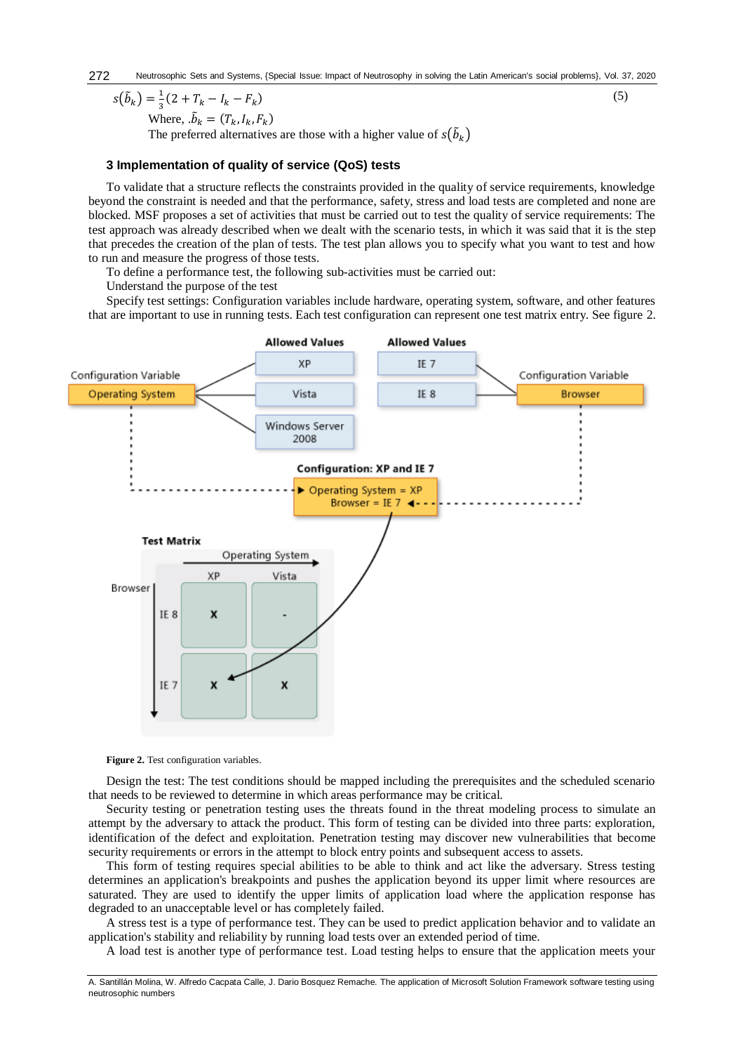$$s(\tilde{b}_k) = \frac{1}{3}(2 + T_k - I_k - F_k) \quad (5)$$

Where, $\tilde{b}_k = (T_k, I_k, F_k)$

The preferred alternatives are those with a higher value of $s(\tilde{b}_k)$

## 3 Implementation of quality of service (QoS) tests

To validate that a structure reflects the constraints provided in the quality of service requirements, knowledge beyond the constraint is needed and that the performance, safety, stress and load tests are completed and none are blocked. MSF proposes a set of activities that must be carried out to test the quality of service requirements: The test approach was already described when we dealt with the scenario tests, in which it was said that it is the step that precedes the creation of the plan of tests. The test plan allows you to specify what you want to test and how to run and measure the progress of those tests.

To define a performance test, the following sub-activities must be carried out:

Understand the purpose of the test

Specify test settings: Configuration variables include hardware, operating system, software, and other features that are important to use in running tests. Each test configuration can represent one test matrix entry. See figure 2.

**Figure 2.** Test configuration variables.

Design the test: The test conditions should be mapped including the prerequisites and the scheduled scenario that needs to be reviewed to determine in which areas performance may be critical.

Security testing or penetration testing uses the threats found in the threat modeling process to simulate an attempt by the adversary to attack the product. This form of testing can be divided into three parts: exploration, identification of the defect and exploitation. Penetration testing may discover new vulnerabilities that become security requirements or errors in the attempt to block entry points and subsequent access to assets.

This form of testing requires special abilities to be able to think and act like the adversary. Stress testing determines an application's breakpoints and pushes the application beyond its upper limit where resources are saturated. They are used to identify the upper limits of application load where the application response has degraded to an unacceptable level or has completely failed.

A stress test is a type of performance test. They can be used to predict application behavior and to validate an application's stability and reliability by running load tests over an extended period of time.

A load test is another type of performance test. Load testing helps to ensure that the application meets your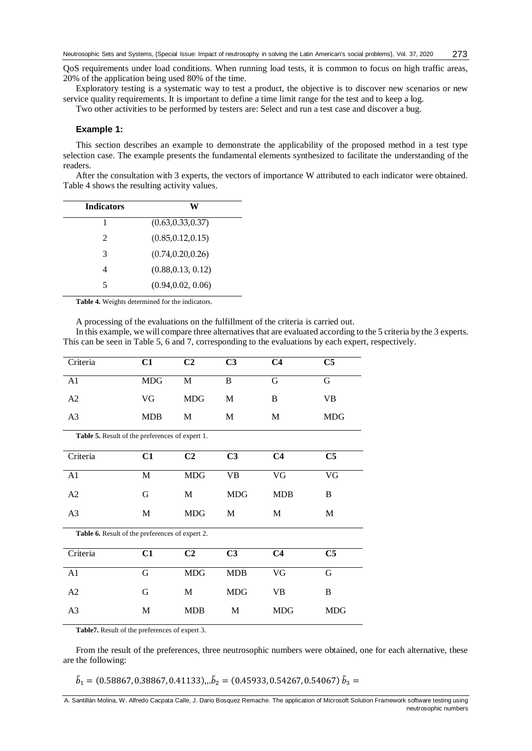QoS requirements under load conditions. When running load tests, it is common to focus on high traffic areas, 20% of the application being used 80% of the time.

Exploratory testing is a systematic way to test a product, the objective is to discover new scenarios or new service quality requirements. It is important to define a time limit range for the test and to keep a log.

Two other activities to be performed by testers are: Select and run a test case and discover a bug.

### Example 1:

This section describes an example to demonstrate the applicability of the proposed method in a test type selection case. The example presents the fundamental elements synthesized to facilitate the understanding of the readers.

After the consultation with 3 experts, the vectors of importance W attributed to each indicator were obtained. Table 4 shows the resulting activity values.

| Indicators | W |
|---|---|
| 1 | (0.63,0.33,0.37) |
| 2 | (0.85,0.12,0.15) |
| 3 | (0.74,0.20,0.26) |
| 4 | (0.88,0.13, 0.12) |
| 5 | (0.94,0.02, 0.06) |

**Table 4.** Weights determined for the indicators.

A processing of the evaluations on the fulfillment of the criteria is carried out.

In this example, we will compare three alternatives that are evaluated according to the 5 criteria by the 3 experts. This can be seen in Table 5, 6 and 7, corresponding to the evaluations by each expert, respectively.

| Criteria | C1 | C2 | C3 | C4 | C5 |
|---|---|---|---|---|---|
| A1 | MDG | M | B | G | G |
| A2 | VG | MDG | M | B | VB |
| A3 | MDB | M | M | M | MDG |

**Table 5.** Result of the preferences of expert 1.

| Criteria | C1 | C2 | C3 | C4 | C5 |
|---|---|---|---|---|---|
| A1 | M | MDG | VB | VG | VG |
| A2 | G | M | MDG | MDB | B |
| A3 | M | MDG | M | M | M |

**Table 6.** Result of the preferences of expert 2.

| Criteria | C1 | C2 | C3 | C4 | C5 |
|---|---|---|---|---|---|
| A1 | G | MDG | MDB | VG | G |
| A2 | G | M | MDG | VB | B |
| A3 | M | MDB | M | MDG | MDG |

**Table7.** Result of the preferences of expert 3.

From the result of the preferences, three neutrosophic numbers were obtained, one for each alternative, these are the following:

$\tilde{b}_1 = (0.58867, 0.38867, 0.41133),, \tilde{b}_2 = (0.45933, 0.54267, 0.54067)\ \tilde{b}_3 =$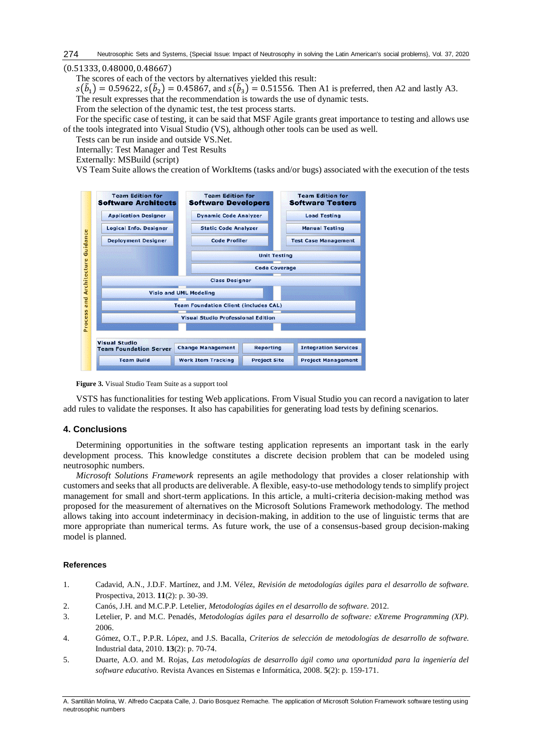$(0.51333, 0.48000, 0.48667)$

The scores of each of the vectors by alternatives yielded this result:

$s(\tilde{b}_1) = 0.59622$, $s(\tilde{b}_2) = 0.45867$, and $s(\tilde{b}_3) = 0.51556$. Then A1 is preferred, then A2 and lastly A3.

The result expresses that the recommendation is towards the use of dynamic tests.

From the selection of the dynamic test, the test process starts.

For the specific case of testing, it can be said that MSF Agile grants great importance to testing and allows use of the tools integrated into Visual Studio (VS), although other tools can be used as well.

Tests can be run inside and outside VS.Net.

Internally: Test Manager and Test Results

Externally: MSBuild (script)

VS Team Suite allows the creation of WorkItems (tasks and/or bugs) associated with the execution of the tests

**Figure 3.** Visual Studio Team Suite as a support tool

VSTS has functionalities for testing Web applications. From Visual Studio you can record a navigation to later add rules to validate the responses. It also has capabilities for generating load tests by defining scenarios.

## 4. Conclusions

Determining opportunities in the software testing application represents an important task in the early development process. This knowledge constitutes a discrete decision problem that can be modeled using neutrosophic numbers.

*Microsoft Solutions Framework* represents an agile methodology that provides a closer relationship with customers and seeks that all products are deliverable. A flexible, easy-to-use methodology tends to simplify project management for small and short-term applications. In this article, a multi-criteria decision-making method was proposed for the measurement of alternatives on the Microsoft Solutions Framework methodology. The method allows taking into account indeterminacy in decision-making, in addition to the use of linguistic terms that are more appropriate than numerical terms. As future work, the use of a consensus-based group decision-making model is planned.

## References

1. Cadavid, A.N., J.D.F. Martínez, and J.M. Vélez, *Revisión de metodologías ágiles para el desarrollo de software.* Prospectiva, 2013. **11**(2): p. 30-39.
2. Canós, J.H. and M.C.P.P. Letelier, *Metodologías ágiles en el desarrollo de software.* 2012.
3. Letelier, P. and M.C. Penadés, *Metodologías ágiles para el desarrollo de software: eXtreme Programming (XP).* 2006.
4. Gómez, O.T., P.P.R. López, and J.S. Bacalla, *Criterios de selección de metodologías de desarrollo de software.* Industrial data, 2010. **13**(2): p. 70-74.
5. Duarte, A.O. and M. Rojas, *Las metodologías de desarrollo ágil como una oportunidad para la ingeniería del software educativo.* Revista Avances en Sistemas e Informática, 2008. **5**(2): p. 159-171.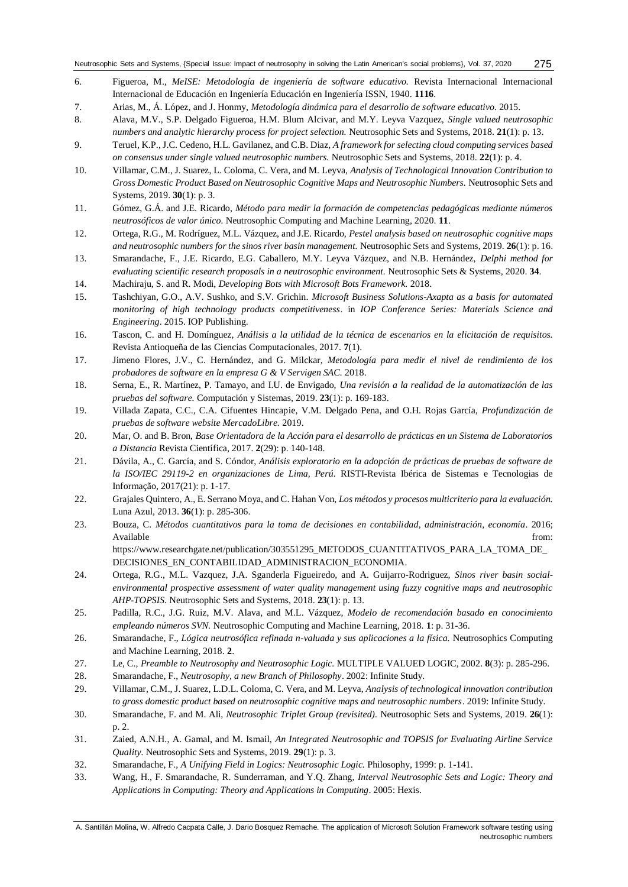6. Figueroa, M., *MeISE: Metodología de ingeniería de software educativo.* Revista Internacional Internacional Internacional de Educación en Ingeniería Educación en Ingeniería ISSN, 1940. **1116**.
7. Arias, M., Á. López, and J. Honmy, *Metodología dinámica para el desarrollo de software educativo.* 2015.
8. Alava, M.V., S.P. Delgado Figueroa, H.M. Blum Alcivar, and M.Y. Leyva Vazquez, *Single valued neutrosophic numbers and analytic hierarchy process for project selection.* Neutrosophic Sets and Systems, 2018. **21**(1): p. 13.
9. Teruel, K.P., J.C. Cedeno, H.L. Gavilanez, and C.B. Diaz, *A framework for selecting cloud computing services based on consensus under single valued neutrosophic numbers.* Neutrosophic Sets and Systems, 2018. **22**(1): p. 4.
10. Villamar, C.M., J. Suarez, L. Coloma, C. Vera, and M. Leyva, *Analysis of Technological Innovation Contribution to Gross Domestic Product Based on Neutrosophic Cognitive Maps and Neutrosophic Numbers.* Neutrosophic Sets and Systems, 2019. **30**(1): p. 3.
11. Gómez, G.Á. and J.E. Ricardo, *Método para medir la formación de competencias pedagógicas mediante números neutrosóficos de valor único.* Neutrosophic Computing and Machine Learning, 2020. **11**.
12. Ortega, R.G., M. Rodríguez, M.L. Vázquez, and J.E. Ricardo, *Pestel analysis based on neutrosophic cognitive maps and neutrosophic numbers for the sinos river basin management.* Neutrosophic Sets and Systems, 2019. **26**(1): p. 16.
13. Smarandache, F., J.E. Ricardo, E.G. Caballero, M.Y. Leyva Vázquez, and N.B. Hernández, *Delphi method for evaluating scientific research proposals in a neutrosophic environment.* Neutrosophic Sets & Systems, 2020. **34**.
14. Machiraju, S. and R. Modi, *Developing Bots with Microsoft Bots Framework.* 2018.
15. Tashchiyan, G.O., A.V. Sushko, and S.V. Grichin. *Microsoft Business Solutions-Axapta as a basis for automated monitoring of high technology products competitiveness*. in *IOP Conference Series: Materials Science and Engineering*. 2015. IOP Publishing.
16. Tascon, C. and H. Domínguez, *Análisis a la utilidad de la técnica de escenarios en la elicitación de requisitos.* Revista Antioqueña de las Ciencias Computacionales, 2017. **7**(1).
17. Jimeno Flores, J.V., C. Hernández, and G. Milckar, *Metodología para medir el nivel de rendimiento de los probadores de software en la empresa G & V Servigen SAC.* 2018.
18. Serna, E., R. Martínez, P. Tamayo, and I.U. de Envigado, *Una revisión a la realidad de la automatización de las pruebas del software.* Computación y Sistemas, 2019. **23**(1): p. 169-183.
19. Villada Zapata, C.C., C.A. Cifuentes Hincapie, V.M. Delgado Pena, and O.H. Rojas García, *Profundización de pruebas de software website MercadoLibre.* 2019.
20. Mar, O. and B. Bron, *Base Orientadora de la Acción para el desarrollo de prácticas en un Sistema de Laboratorios a Distancia* Revista Científica, 2017. **2**(29): p. 140-148.
21. Dávila, A., C. García, and S. Cóndor, *Análisis exploratorio en la adopción de prácticas de pruebas de software de la ISO/IEC 29119-2 en organizaciones de Lima, Perú.* RISTI-Revista Ibérica de Sistemas e Tecnologias de Informação, 2017(21): p. 1-17.
22. Grajales Quintero, A., E. Serrano Moya, and C. Hahan Von, *Los métodos y procesos multicriterio para la evaluación.* Luna Azul, 2013. **36**(1): p. 285-306.
23. Bouza, C. *Métodos cuantitativos para la toma de decisiones en contabilidad, administración, economía*. 2016; Available from: https://www.researchgate.net/publication/303551295_METODOS_CUANTITATIVOS_PARA_LA_TOMA_DE_DECISIONES_EN_CONTABILIDAD_ADMINISTRACION_ECONOMIA.
24. Ortega, R.G., M.L. Vazquez, J.A. Sganderla Figueiredo, and A. Guijarro-Rodriguez, *Sinos river basin social-environmental prospective assessment of water quality management using fuzzy cognitive maps and neutrosophic AHP-TOPSIS.* Neutrosophic Sets and Systems, 2018. **23**(1): p. 13.
25. Padilla, R.C., J.G. Ruiz, M.V. Alava, and M.L. Vázquez, *Modelo de recomendación basado en conocimiento empleando números SVN.* Neutrosophic Computing and Machine Learning, 2018. **1**: p. 31-36.
26. Smarandache, F., *Lógica neutrosófica refinada n-valuada y sus aplicaciones a la física.* Neutrosophics Computing and Machine Learning, 2018. **2**.
27. Le, C., *Preamble to Neutrosophy and Neutrosophic Logic.* MULTIPLE VALUED LOGIC, 2002. **8**(3): p. 285-296.
28. Smarandache, F., *Neutrosophy, a new Branch of Philosophy*. 2002: Infinite Study.
29. Villamar, C.M., J. Suarez, L.D.L. Coloma, C. Vera, and M. Leyva, *Analysis of technological innovation contribution to gross domestic product based on neutrosophic cognitive maps and neutrosophic numbers*. 2019: Infinite Study.
30. Smarandache, F. and M. Ali, *Neutrosophic Triplet Group (revisited).* Neutrosophic Sets and Systems, 2019. **26**(1): p. 2.
31. Zaied, A.N.H., A. Gamal, and M. Ismail, *An Integrated Neutrosophic and TOPSIS for Evaluating Airline Service Quality.* Neutrosophic Sets and Systems, 2019. **29**(1): p. 3.
32. Smarandache, F., *A Unifying Field in Logics: Neutrosophic Logic.* Philosophy, 1999: p. 1-141.
33. Wang, H., F. Smarandache, R. Sunderraman, and Y.Q. Zhang, *Interval Neutrosophic Sets and Logic: Theory and Applications in Computing: Theory and Applications in Computing*. 2005: Hexis.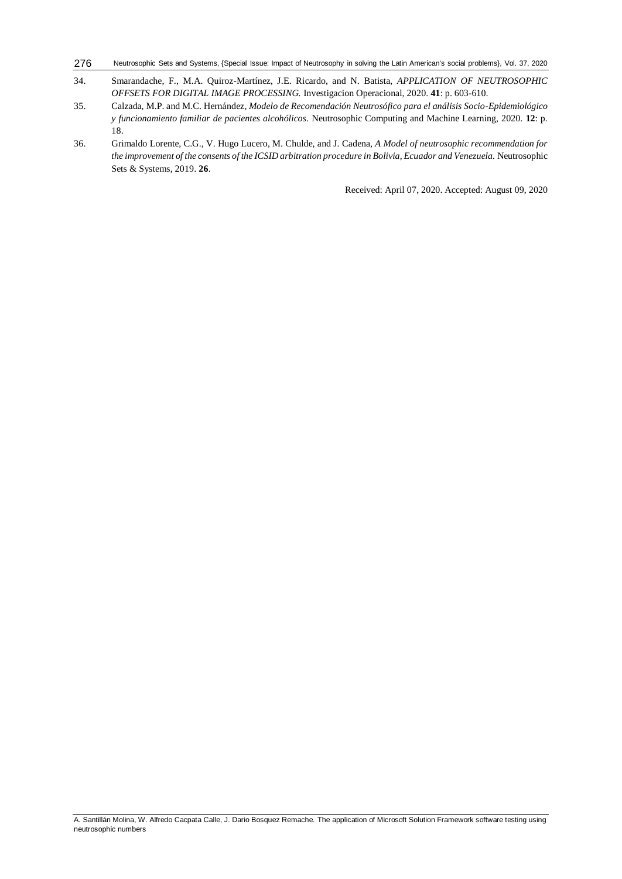34. Smarandache, F., M.A. Quiroz-Martínez, J.E. Ricardo, and N. Batista, *APPLICATION OF NEUTROSOPHIC OFFSETS FOR DIGITAL IMAGE PROCESSING.* Investigacion Operacional, 2020. **41**: p. 603-610.
35. Calzada, M.P. and M.C. Hernández, *Modelo de Recomendación Neutrosófico para el análisis Socio-Epidemiológico y funcionamiento familiar de pacientes alcohólicos.* Neutrosophic Computing and Machine Learning, 2020. **12**: p. 18.
36. Grimaldo Lorente, C.G., V. Hugo Lucero, M. Chulde, and J. Cadena, *A Model of neutrosophic recommendation for the improvement of the consents of the ICSID arbitration procedure in Bolivia, Ecuador and Venezuela.* Neutrosophic Sets & Systems, 2019. **26**.

Received: April 07, 2020. Accepted: August 09, 2020